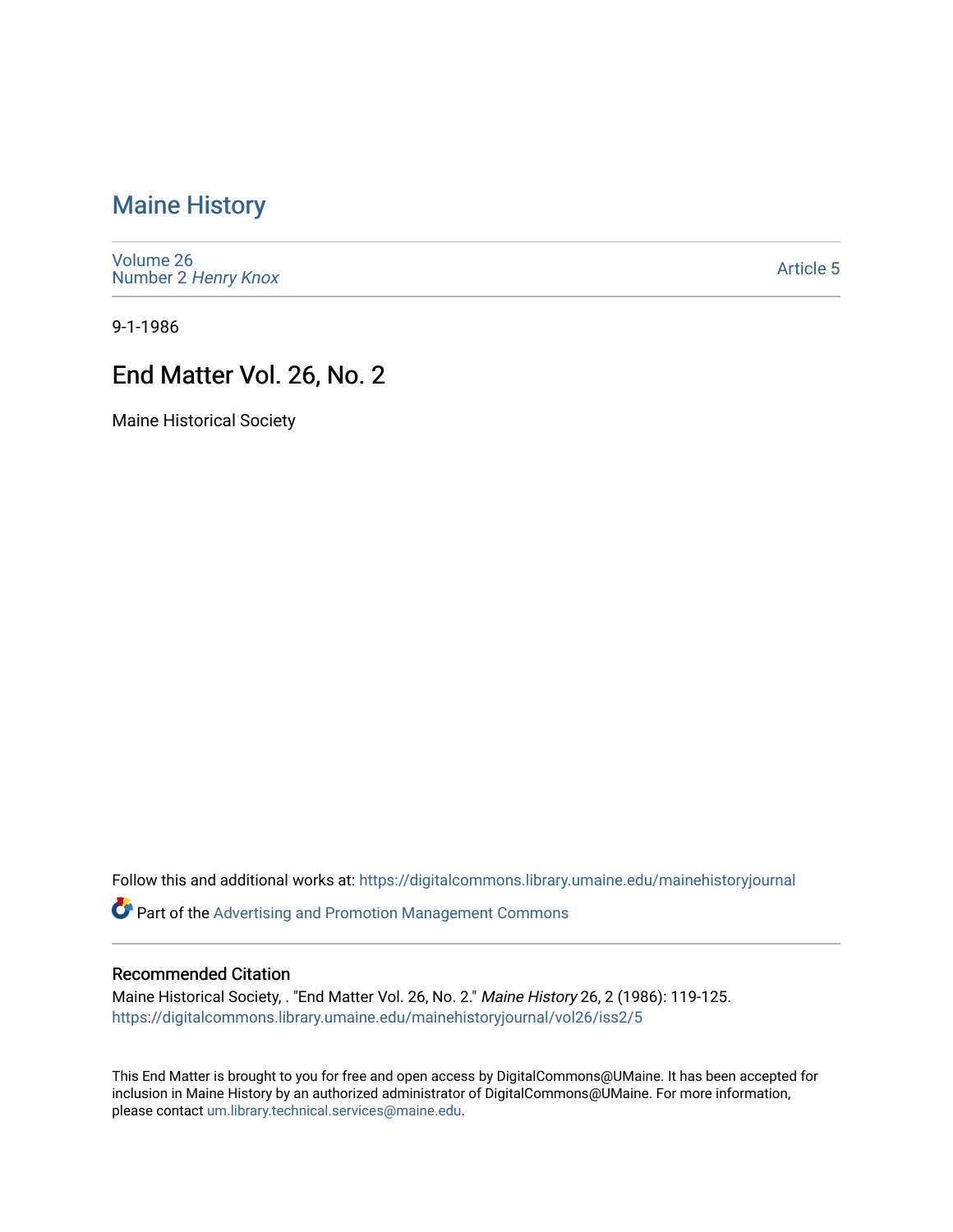# Maine History

Volume 26
Number 2 *Henry Knox*

Article 5

9-1-1986

## End Matter Vol. 26, No. 2

Maine Historical Society

Follow this and additional works at: https://digitalcommons.library.umaine.edu/mainehistoryjournal

Part of the Advertising and Promotion Management Commons

### Recommended Citation

Maine Historical Society, . "End Matter Vol. 26, No. 2." *Maine History* 26, 2 (1986): 119-125. https://digitalcommons.library.umaine.edu/mainehistoryjournal/vol26/iss2/5

This End Matter is brought to you for free and open access by DigitalCommons@UMaine. It has been accepted for inclusion in Maine History by an authorized administrator of DigitalCommons@UMaine. For more information, please contact um.library.technical.services@maine.edu.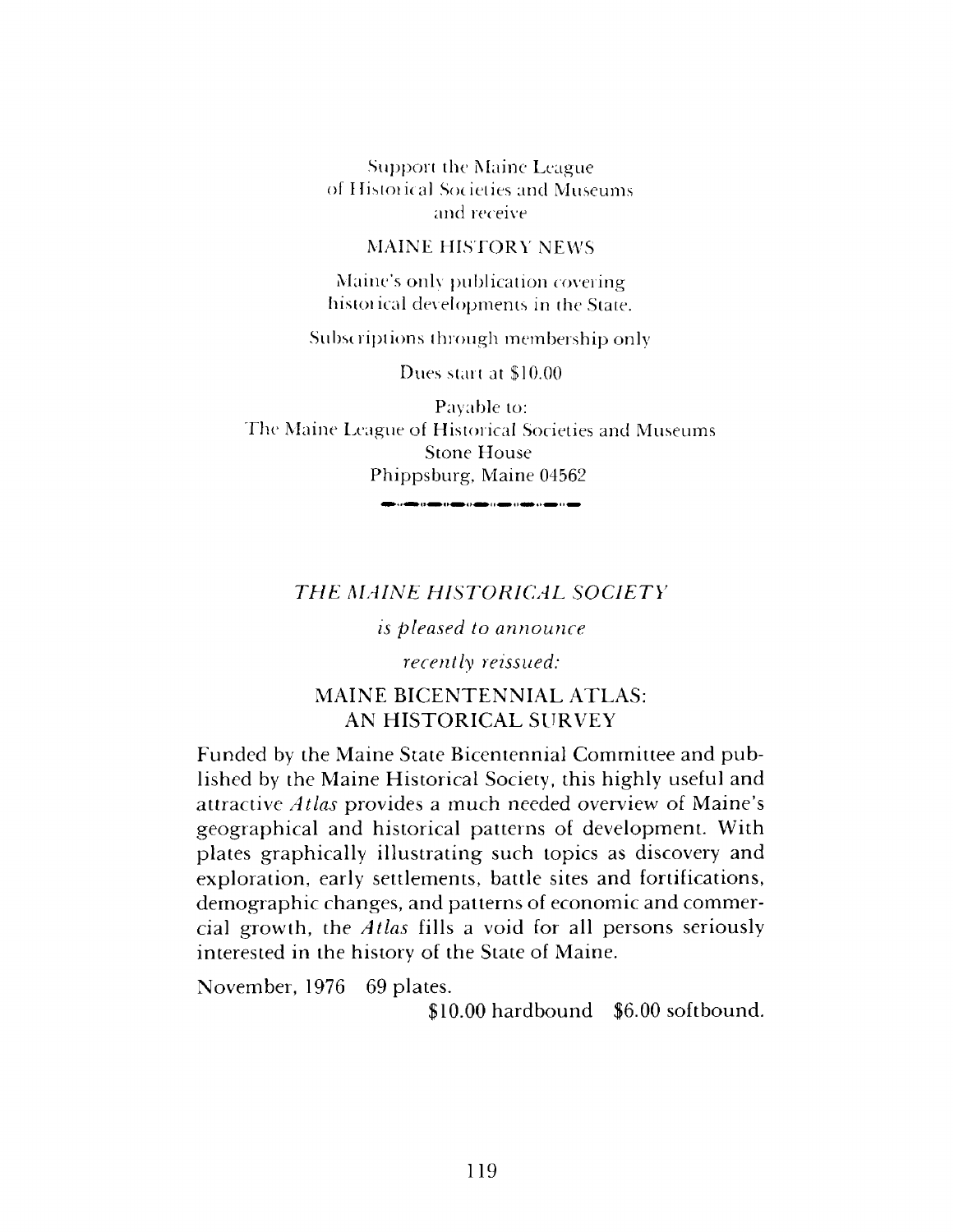Support the Maine League
of Historical Societies and Museums
and receive

MAINE HISTORY NEWS

Maine's only publication covering
historical developments in the State.

Subscriptions through membership only

Dues start at $10.00

Payable to:
The Maine League of Historical Societies and Museums
Stone House
Phippsburg, Maine 04562

---

*THE MAINE HISTORICAL SOCIETY*

*is pleased to announce*

*recently reissued:*

## MAINE BICENTENNIAL ATLAS: AN HISTORICAL SURVEY

Funded by the Maine State Bicentennial Committee and published by the Maine Historical Society, this highly useful and attractive *Atlas* provides a much needed overview of Maine's geographical and historical patterns of development. With plates graphically illustrating such topics as discovery and exploration, early settlements, battle sites and fortifications, demographic changes, and patterns of economic and commercial growth, the *Atlas* fills a void for all persons seriously interested in the history of the State of Maine.

November, 1976 69 plates.

$10.00 hardbound $6.00 softbound.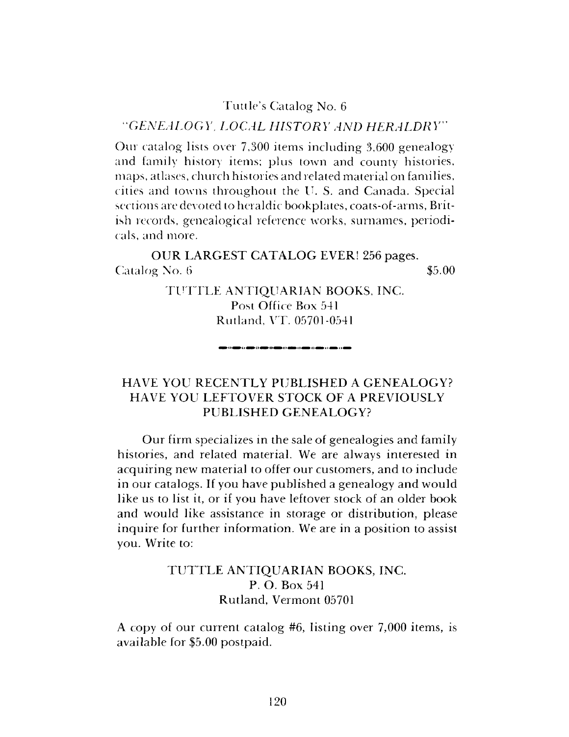Tuttle's Catalog No. 6

*"GENEALOGY, LOCAL HISTORY AND HERALDRY"*

Our catalog lists over 7,300 items including 3,600 genealogy and family history items; plus town and county histories, maps, atlases, church histories and related material on families, cities and towns throughout the U. S. and Canada. Special sections are devoted to heraldic bookplates, coats-of-arms, British records, genealogical reference works, surnames, periodicals, and more.

OUR LARGEST CATALOG EVER! 256 pages.

Catalog No. 6 $5.00

TUTTLE ANTIQUARIAN BOOKS, INC.
Post Office Box 541
Rutland, VT. 05701-0541

---

HAVE YOU RECENTLY PUBLISHED A GENEALOGY?
HAVE YOU LEFTOVER STOCK OF A PREVIOUSLY PUBLISHED GENEALOGY?

Our firm specializes in the sale of genealogies and family histories, and related material. We are always interested in acquiring new material to offer our customers, and to include in our catalogs. If you have published a genealogy and would like us to list it, or if you have leftover stock of an older book and would like assistance in storage or distribution, please inquire for further information. We are in a position to assist you. Write to:

TUTTLE ANTIQUARIAN BOOKS, INC.
P. O. Box 541
Rutland, Vermont 05701

A copy of our current catalog #6, listing over 7,000 items, is available for $5.00 postpaid.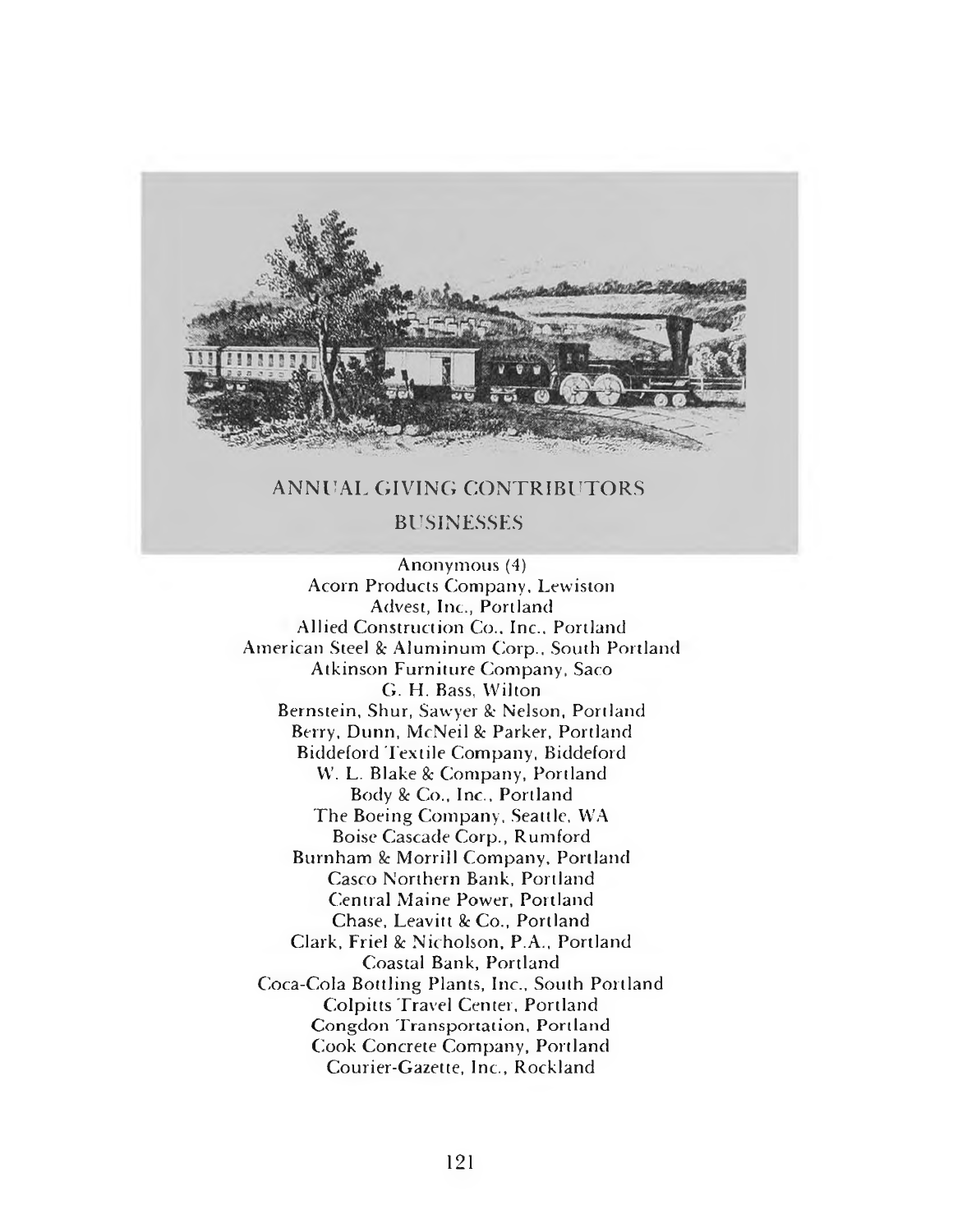## ANNUAL GIVING CONTRIBUTORS

### BUSINESSES

Anonymous (4)
Acorn Products Company, Lewiston
Advest, Inc., Portland
Allied Construction Co., Inc., Portland
American Steel & Aluminum Corp., South Portland
Atkinson Furniture Company, Saco
G. H. Bass, Wilton
Bernstein, Shur, Sawyer & Nelson, Portland
Berry, Dunn, McNeil & Parker, Portland
Biddeford Textile Company, Biddeford
W. L. Blake & Company, Portland
Body & Co., Inc., Portland
The Boeing Company, Seattle, WA
Boise Cascade Corp., Rumford
Burnham & Morrill Company, Portland
Casco Northern Bank, Portland
Central Maine Power, Portland
Chase, Leavitt & Co., Portland
Clark, Friel & Nicholson, P.A., Portland
Coastal Bank, Portland
Coca-Cola Bottling Plants, Inc., South Portland
Colpitts Travel Center, Portland
Congdon Transportation, Portland
Cook Concrete Company, Portland
Courier-Gazette, Inc., Rockland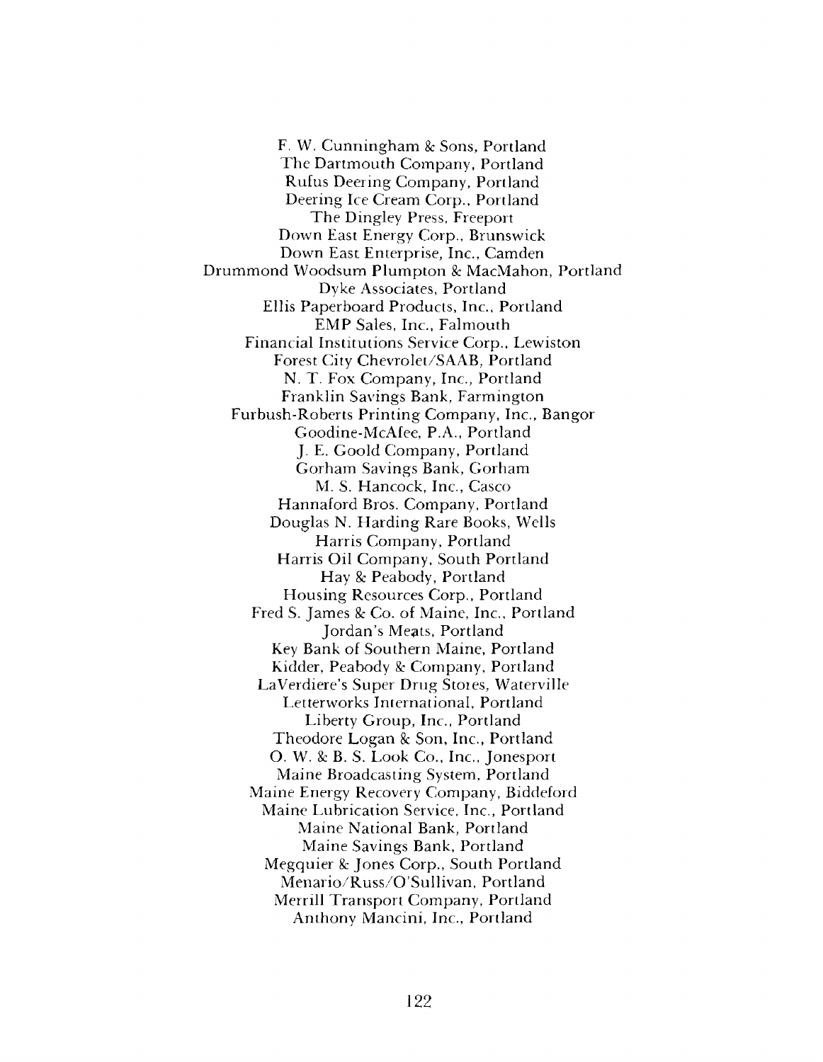F. W. Cunningham & Sons, Portland
The Dartmouth Company, Portland
Rufus Deering Company, Portland
Deering Ice Cream Corp., Portland
The Dingley Press, Freeport
Down East Energy Corp., Brunswick
Down East Enterprise, Inc., Camden
Drummond Woodsum Plumpton & MacMahon, Portland
Dyke Associates, Portland
Ellis Paperboard Products, Inc., Portland
EMP Sales, Inc., Falmouth
Financial Institutions Service Corp., Lewiston
Forest City Chevrolet/SAAB, Portland
N. T. Fox Company, Inc., Portland
Franklin Savings Bank, Farmington
Furbush-Roberts Printing Company, Inc., Bangor
Goodine-McAfee, P.A., Portland
J. E. Goold Company, Portland
Gorham Savings Bank, Gorham
M. S. Hancock, Inc., Casco
Hannaford Bros. Company, Portland
Douglas N. Harding Rare Books, Wells
Harris Company, Portland
Harris Oil Company, South Portland
Hay & Peabody, Portland
Housing Resources Corp., Portland
Fred S. James & Co. of Maine, Inc., Portland
Jordan's Meats, Portland
Key Bank of Southern Maine, Portland
Kidder, Peabody & Company, Portland
LaVerdiere's Super Drug Stores, Waterville
Letterworks International, Portland
Liberty Group, Inc., Portland
Theodore Logan & Son, Inc., Portland
O. W. & B. S. Look Co., Inc., Jonesport
Maine Broadcasting System, Portland
Maine Energy Recovery Company, Biddeford
Maine Lubrication Service, Inc., Portland
Maine National Bank, Portland
Maine Savings Bank, Portland
Megquier & Jones Corp., South Portland
Menario/Russ/O'Sullivan, Portland
Merrill Transport Company, Portland
Anthony Mancini, Inc., Portland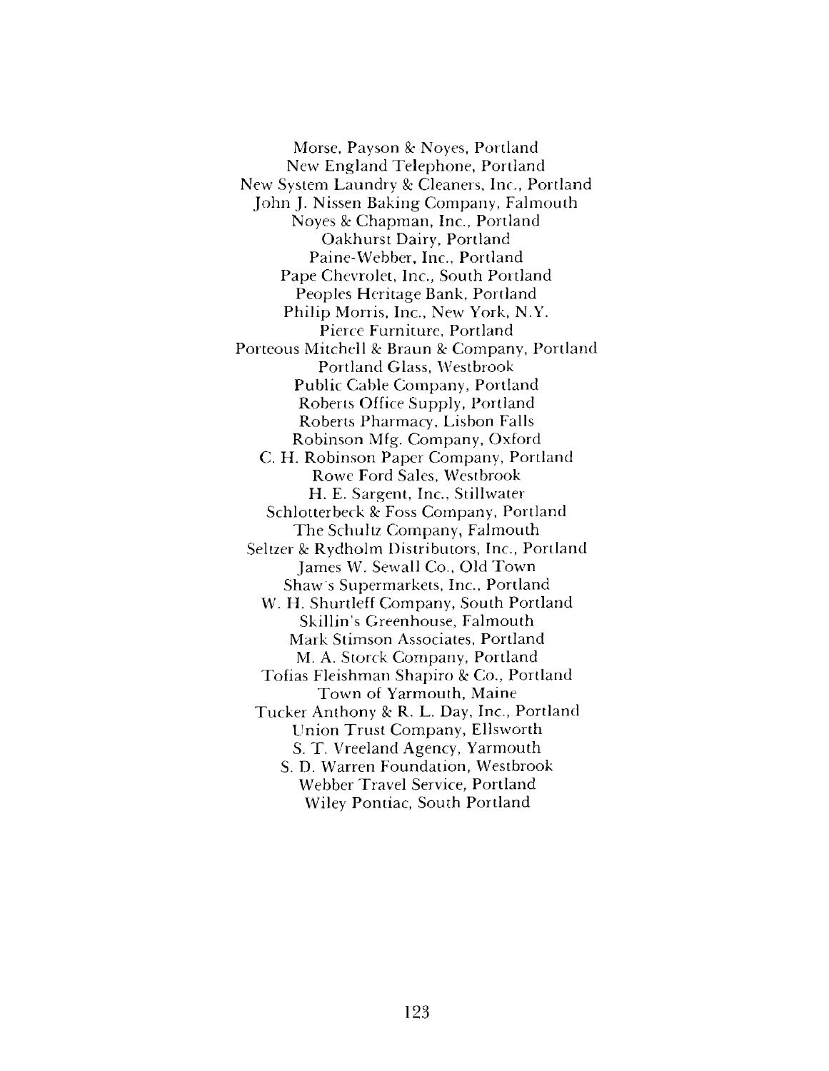Morse, Payson & Noyes, Portland
New England Telephone, Portland
New System Laundry & Cleaners, Inc., Portland
John J. Nissen Baking Company, Falmouth
Noyes & Chapman, Inc., Portland
Oakhurst Dairy, Portland
Paine-Webber, Inc., Portland
Pape Chevrolet, Inc., South Portland
Peoples Heritage Bank, Portland
Philip Morris, Inc., New York, N.Y.
Pierce Furniture, Portland
Porteous Mitchell & Braun & Company, Portland
Portland Glass, Westbrook
Public Cable Company, Portland
Roberts Office Supply, Portland
Roberts Pharmacy, Lisbon Falls
Robinson Mfg. Company, Oxford
C. H. Robinson Paper Company, Portland
Rowe Ford Sales, Westbrook
H. E. Sargent, Inc., Stillwater
Schlotterbeck & Foss Company, Portland
The Schultz Company, Falmouth
Seltzer & Rydholm Distributors, Inc., Portland
James W. Sewall Co., Old Town
Shaw's Supermarkets, Inc., Portland
W. H. Shurtleff Company, South Portland
Skillin's Greenhouse, Falmouth
Mark Stimson Associates, Portland
M. A. Storck Company, Portland
Tofias Fleishman Shapiro & Co., Portland
Town of Yarmouth, Maine
Tucker Anthony & R. L. Day, Inc., Portland
Union Trust Company, Ellsworth
S. T. Vreeland Agency, Yarmouth
S. D. Warren Foundation, Westbrook
Webber Travel Service, Portland
Wiley Pontiac, South Portland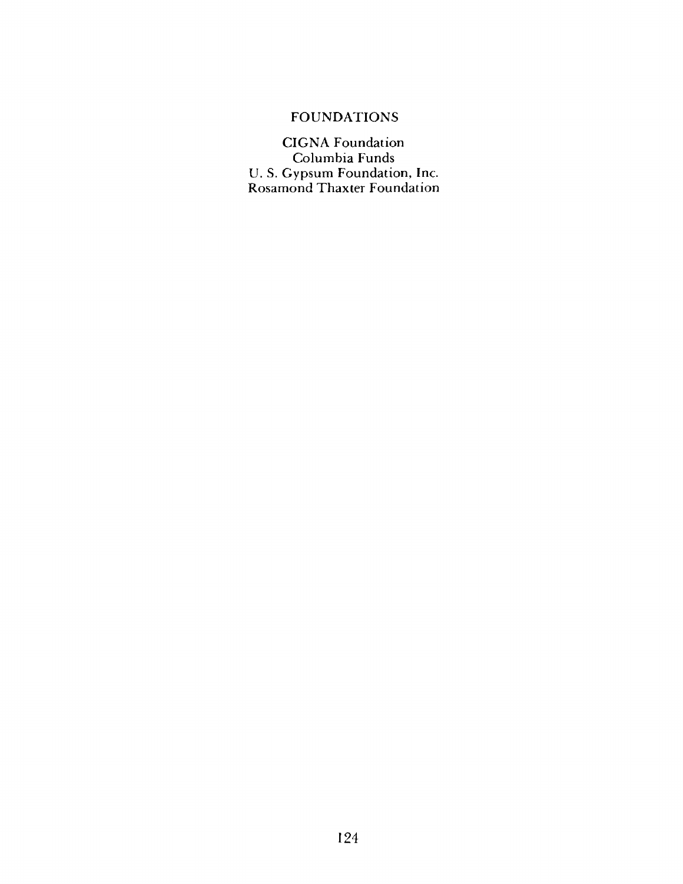## FOUNDATIONS

CIGNA Foundation
Columbia Funds
U. S. Gypsum Foundation, Inc.
Rosamond Thaxter Foundation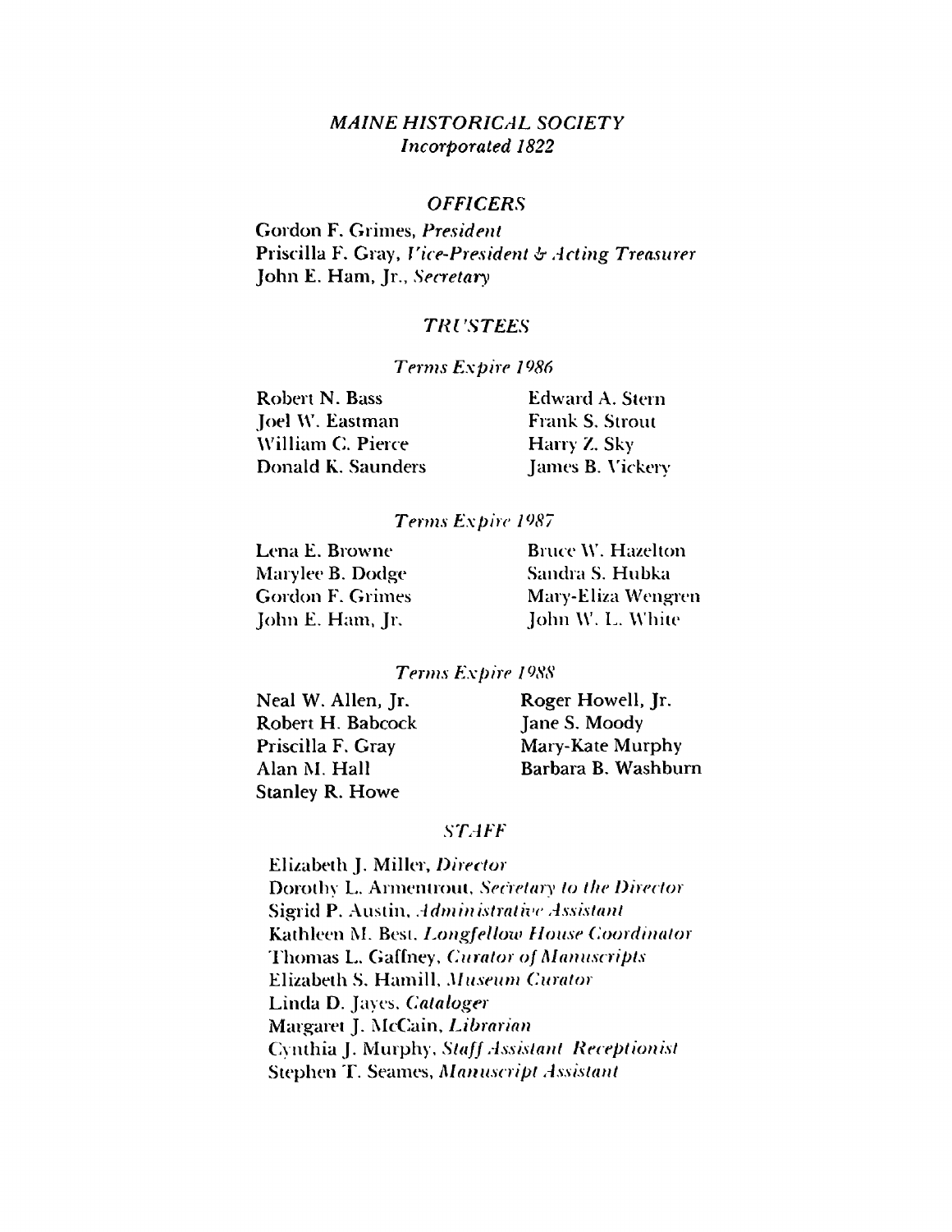## *MAINE HISTORICAL SOCIETY*
*Incorporated 1822*

### *OFFICERS*

Gordon F. Grimes, *President*
Priscilla F. Gray, *Vice-President & Acting Treasurer*
John E. Ham, Jr., *Secretary*

### *TRUSTEES*

*Terms Expire 1986*

Robert N. Bass
Joel W. Eastman
William C. Pierce
Donald K. Saunders
Edward A. Stern
Frank S. Strout
Harry Z. Sky
James B. Vickery

*Terms Expire 1987*

Lena E. Browne
Marylee B. Dodge
Gordon F. Grimes
John E. Ham, Jr.
Bruce W. Hazelton
Sandra S. Hubka
Mary-Eliza Wengren
John W. L. White

*Terms Expire 1988*

Neal W. Allen, Jr.
Robert H. Babcock
Priscilla F. Gray
Alan M. Hall
Stanley R. Howe
Roger Howell, Jr.
Jane S. Moody
Mary-Kate Murphy
Barbara B. Washburn

### *STAFF*

Elizabeth J. Miller, *Director*
Dorothy L. Armentrout, *Secretary to the Director*
Sigrid P. Austin, *Administrative Assistant*
Kathleen M. Best, *Longfellow House Coordinator*
Thomas L. Gaffney, *Curator of Manuscripts*
Elizabeth S. Hamill, *Museum Curator*
Linda D. Jayes, *Cataloger*
Margaret J. McCain, *Librarian*
Cynthia J. Murphy, *Staff Assistant Receptionist*
Stephen T. Seames, *Manuscript Assistant*